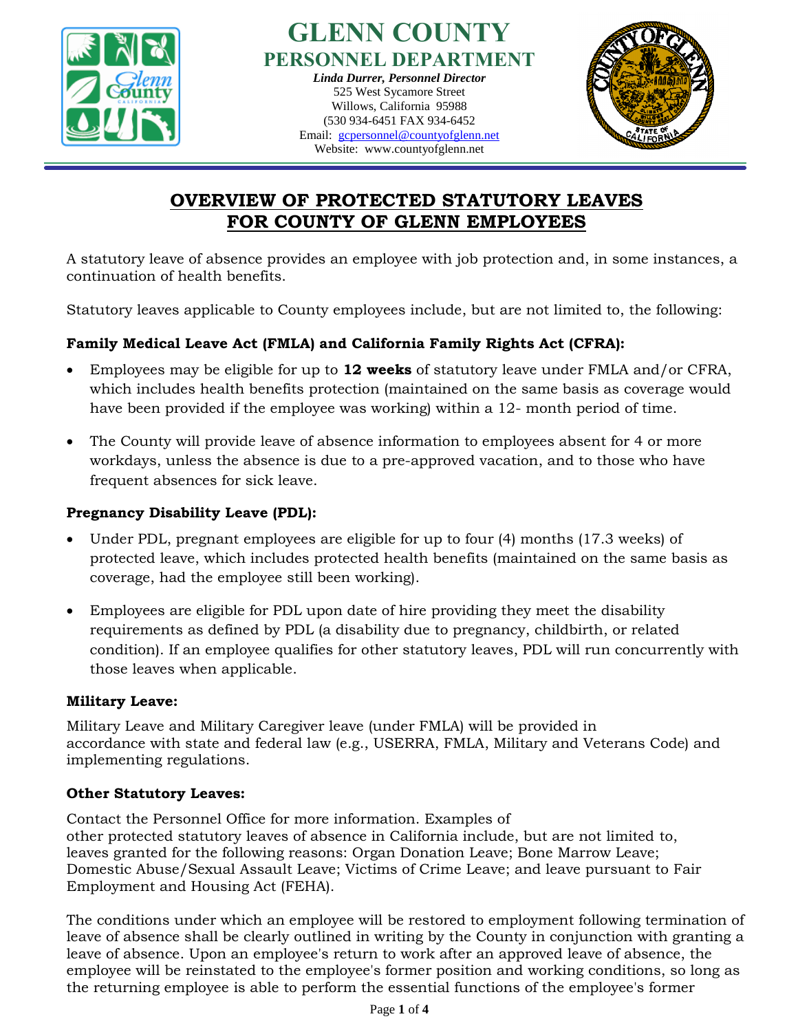# GLENN COUNTY
## PERSONNEL DEPARTMENT

*Linda Durrer, Personnel Director*
525 West Sycamore Street
Willows, California 95988
(530 934-6451 FAX 934-6452
Email: gcpersonnel@countyofglenn.net
Website: www.countyofglenn.net

## OVERVIEW OF PROTECTED STATUTORY LEAVES FOR COUNTY OF GLENN EMPLOYEES

A statutory leave of absence provides an employee with job protection and, in some instances, a continuation of health benefits.

Statutory leaves applicable to County employees include, but are not limited to, the following:

**Family Medical Leave Act (FMLA) and California Family Rights Act (CFRA):**

- Employees may be eligible for up to **12 weeks** of statutory leave under FMLA and/or CFRA, which includes health benefits protection (maintained on the same basis as coverage would have been provided if the employee was working) within a 12- month period of time.
- The County will provide leave of absence information to employees absent for 4 or more workdays, unless the absence is due to a pre-approved vacation, and to those who have frequent absences for sick leave.

**Pregnancy Disability Leave (PDL):**

- Under PDL, pregnant employees are eligible for up to four (4) months (17.3 weeks) of protected leave, which includes protected health benefits (maintained on the same basis as coverage, had the employee still been working).
- Employees are eligible for PDL upon date of hire providing they meet the disability requirements as defined by PDL (a disability due to pregnancy, childbirth, or related condition). If an employee qualifies for other statutory leaves, PDL will run concurrently with those leaves when applicable.

**Military Leave:**

Military Leave and Military Caregiver leave (under FMLA) will be provided in accordance with state and federal law (e.g., USERRA, FMLA, Military and Veterans Code) and implementing regulations.

**Other Statutory Leaves:**

Contact the Personnel Office for more information. Examples of other protected statutory leaves of absence in California include, but are not limited to, leaves granted for the following reasons: Organ Donation Leave; Bone Marrow Leave; Domestic Abuse/Sexual Assault Leave; Victims of Crime Leave; and leave pursuant to Fair Employment and Housing Act (FEHA).

The conditions under which an employee will be restored to employment following termination of leave of absence shall be clearly outlined in writing by the County in conjunction with granting a leave of absence. Upon an employee's return to work after an approved leave of absence, the employee will be reinstated to the employee's former position and working conditions, so long as the returning employee is able to perform the essential functions of the employee's former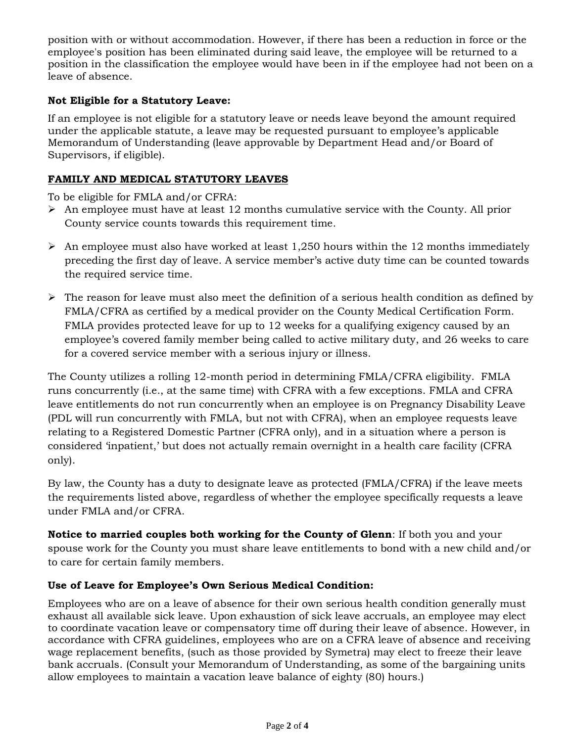position with or without accommodation. However, if there has been a reduction in force or the employee's position has been eliminated during said leave, the employee will be returned to a position in the classification the employee would have been in if the employee had not been on a leave of absence.

**Not Eligible for a Statutory Leave:**

If an employee is not eligible for a statutory leave or needs leave beyond the amount required under the applicable statute, a leave may be requested pursuant to employee's applicable Memorandum of Understanding (leave approvable by Department Head and/or Board of Supervisors, if eligible).

## **FAMILY AND MEDICAL STATUTORY LEAVES**

To be eligible for FMLA and/or CFRA:

- An employee must have at least 12 months cumulative service with the County. All prior County service counts towards this requirement time.
- An employee must also have worked at least 1,250 hours within the 12 months immediately preceding the first day of leave. A service member's active duty time can be counted towards the required service time.
- The reason for leave must also meet the definition of a serious health condition as defined by FMLA/CFRA as certified by a medical provider on the County Medical Certification Form. FMLA provides protected leave for up to 12 weeks for a qualifying exigency caused by an employee's covered family member being called to active military duty, and 26 weeks to care for a covered service member with a serious injury or illness.

The County utilizes a rolling 12-month period in determining FMLA/CFRA eligibility. FMLA runs concurrently (i.e., at the same time) with CFRA with a few exceptions. FMLA and CFRA leave entitlements do not run concurrently when an employee is on Pregnancy Disability Leave (PDL will run concurrently with FMLA, but not with CFRA), when an employee requests leave relating to a Registered Domestic Partner (CFRA only), and in a situation where a person is considered 'inpatient,' but does not actually remain overnight in a health care facility (CFRA only).

By law, the County has a duty to designate leave as protected (FMLA/CFRA) if the leave meets the requirements listed above, regardless of whether the employee specifically requests a leave under FMLA and/or CFRA.

**Notice to married couples both working for the County of Glenn**: If both you and your spouse work for the County you must share leave entitlements to bond with a new child and/or to care for certain family members.

**Use of Leave for Employee's Own Serious Medical Condition:**

Employees who are on a leave of absence for their own serious health condition generally must exhaust all available sick leave. Upon exhaustion of sick leave accruals, an employee may elect to coordinate vacation leave or compensatory time off during their leave of absence. However, in accordance with CFRA guidelines, employees who are on a CFRA leave of absence and receiving wage replacement benefits, (such as those provided by Symetra) may elect to freeze their leave bank accruals. (Consult your Memorandum of Understanding, as some of the bargaining units allow employees to maintain a vacation leave balance of eighty (80) hours.)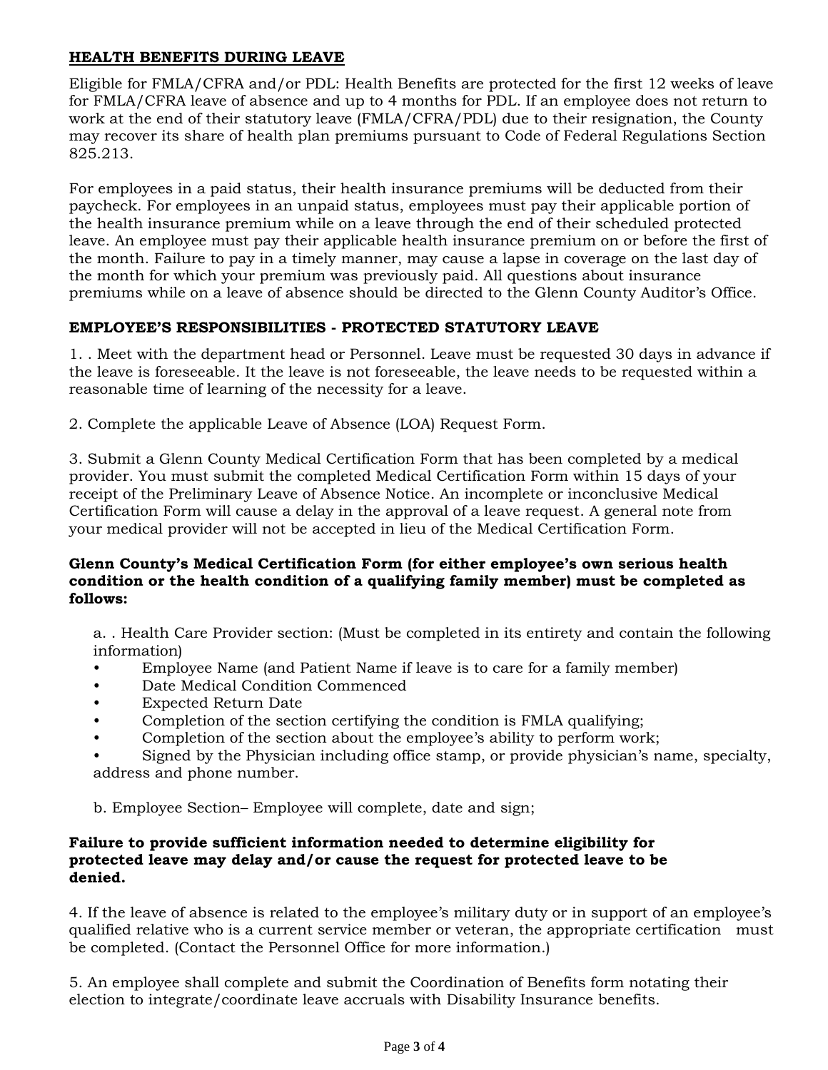## HEALTH BENEFITS DURING LEAVE

Eligible for FMLA/CFRA and/or PDL: Health Benefits are protected for the first 12 weeks of leave for FMLA/CFRA leave of absence and up to 4 months for PDL. If an employee does not return to work at the end of their statutory leave (FMLA/CFRA/PDL) due to their resignation, the County may recover its share of health plan premiums pursuant to Code of Federal Regulations Section 825.213.

For employees in a paid status, their health insurance premiums will be deducted from their paycheck. For employees in an unpaid status, employees must pay their applicable portion of the health insurance premium while on a leave through the end of their scheduled protected leave. An employee must pay their applicable health insurance premium on or before the first of the month. Failure to pay in a timely manner, may cause a lapse in coverage on the last day of the month for which your premium was previously paid. All questions about insurance premiums while on a leave of absence should be directed to the Glenn County Auditor's Office.

## EMPLOYEE'S RESPONSIBILITIES - PROTECTED STATUTORY LEAVE

1. . Meet with the department head or Personnel. Leave must be requested 30 days in advance if the leave is foreseeable. It the leave is not foreseeable, the leave needs to be requested within a reasonable time of learning of the necessity for a leave.

2. Complete the applicable Leave of Absence (LOA) Request Form.

3. Submit a Glenn County Medical Certification Form that has been completed by a medical provider. You must submit the completed Medical Certification Form within 15 days of your receipt of the Preliminary Leave of Absence Notice. An incomplete or inconclusive Medical Certification Form will cause a delay in the approval of a leave request. A general note from your medical provider will not be accepted in lieu of the Medical Certification Form.

**Glenn County's Medical Certification Form (for either employee's own serious health condition or the health condition of a qualifying family member) must be completed as follows:**

a. . Health Care Provider section: (Must be completed in its entirety and contain the following information)

- Employee Name (and Patient Name if leave is to care for a family member)
- Date Medical Condition Commenced
- Expected Return Date
- Completion of the section certifying the condition is FMLA qualifying;
- Completion of the section about the employee's ability to perform work;
- Signed by the Physician including office stamp, or provide physician's name, specialty, address and phone number.

b. Employee Section– Employee will complete, date and sign;

**Failure to provide sufficient information needed to determine eligibility for protected leave may delay and/or cause the request for protected leave to be denied.**

4. If the leave of absence is related to the employee's military duty or in support of an employee's qualified relative who is a current service member or veteran, the appropriate certification must be completed. (Contact the Personnel Office for more information.)

5. An employee shall complete and submit the Coordination of Benefits form notating their election to integrate/coordinate leave accruals with Disability Insurance benefits.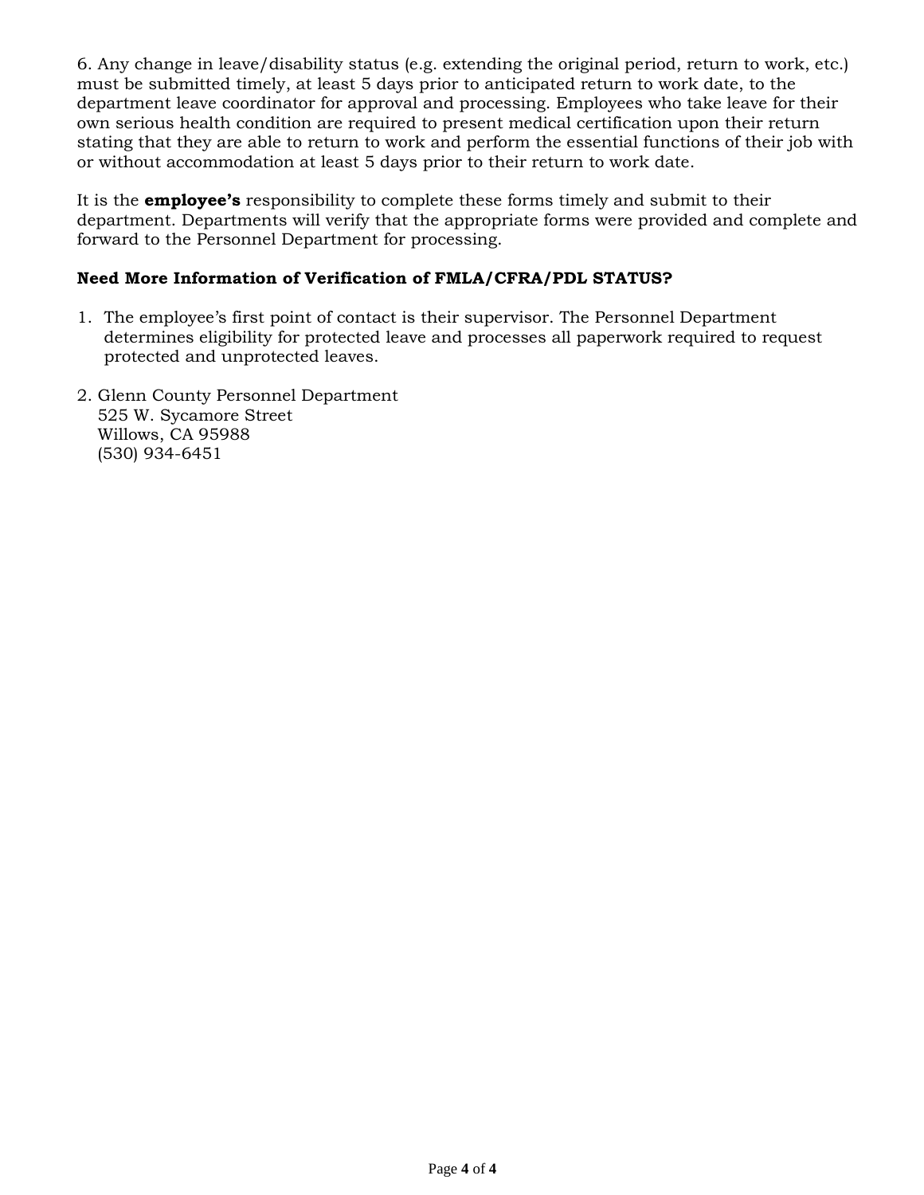6. Any change in leave/disability status (e.g. extending the original period, return to work, etc.) must be submitted timely, at least 5 days prior to anticipated return to work date, to the department leave coordinator for approval and processing. Employees who take leave for their own serious health condition are required to present medical certification upon their return stating that they are able to return to work and perform the essential functions of their job with or without accommodation at least 5 days prior to their return to work date.

It is the **employee's** responsibility to complete these forms timely and submit to their department. Departments will verify that the appropriate forms were provided and complete and forward to the Personnel Department for processing.

**Need More Information of Verification of FMLA/CFRA/PDL STATUS?**

1. The employee's first point of contact is their supervisor. The Personnel Department determines eligibility for protected leave and processes all paperwork required to request protected and unprotected leaves.

2. Glenn County Personnel Department
   525 W. Sycamore Street
   Willows, CA 95988
   (530) 934-6451